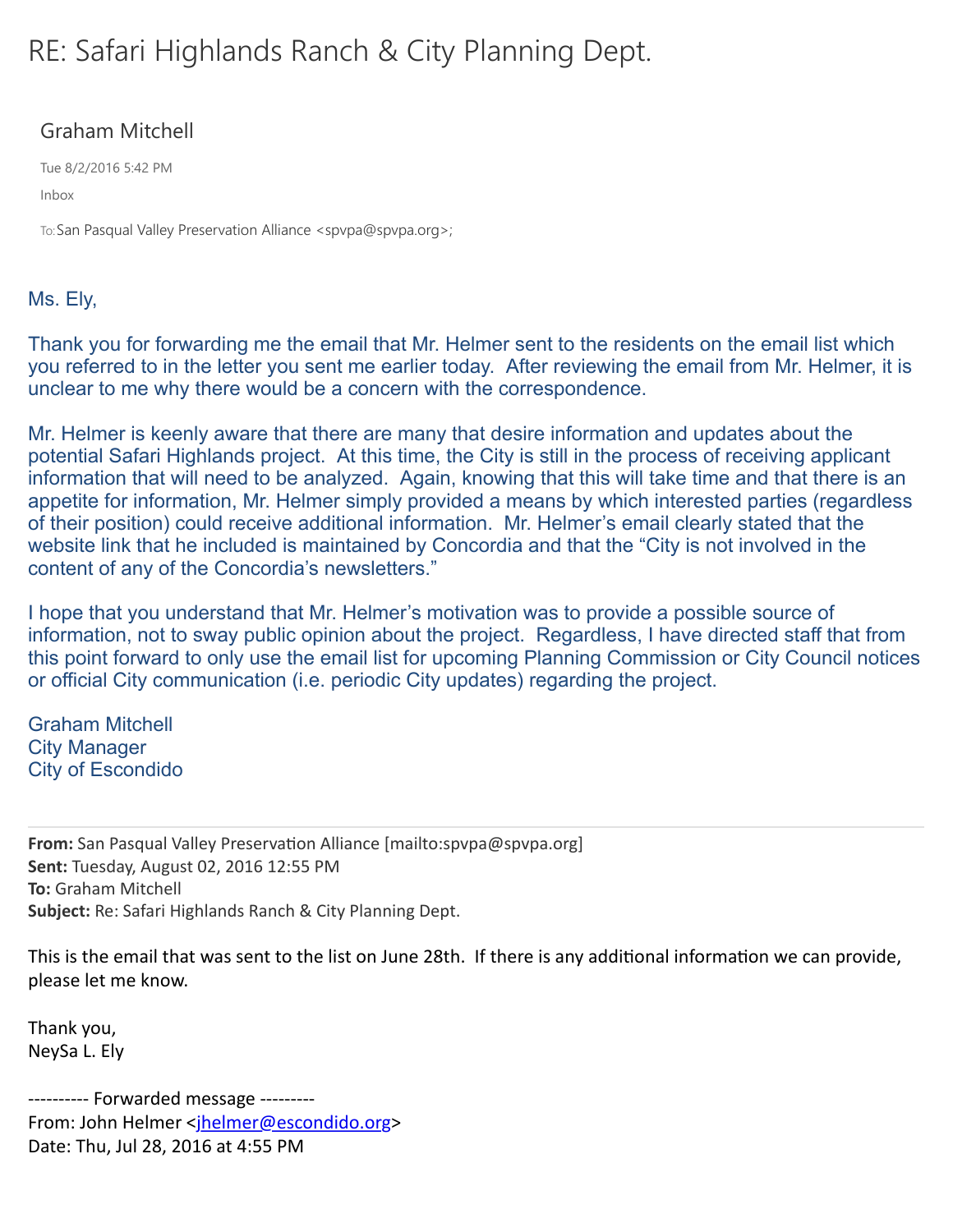# RE: Safari Highlands Ranch & City Planning Dept.

Graham Mitchell

Tue 8/2/2016 5:42 PM

Inbox

To: San Pasqual Valley Preservation Alliance <spvpa@spvpa.org>;

Ms. Ely,

Thank you for forwarding me the email that Mr. Helmer sent to the residents on the email list which you referred to in the letter you sent me earlier today. After reviewing the email from Mr. Helmer, it is unclear to me why there would be a concern with the correspondence.

Mr. Helmer is keenly aware that there are many that desire information and updates about the potential Safari Highlands project. At this time, the City is still in the process of receiving applicant information that will need to be analyzed. Again, knowing that this will take time and that there is an appetite for information, Mr. Helmer simply provided a means by which interested parties (regardless of their position) could receive additional information. Mr. Helmer's email clearly stated that the website link that he included is maintained by Concordia and that the "City is not involved in the content of any of the Concordia's newsletters."

I hope that you understand that Mr. Helmer's motivation was to provide a possible source of information, not to sway public opinion about the project. Regardless, I have directed staff that from this point forward to only use the email list for upcoming Planning Commission or City Council notices or official City communication (i.e. periodic City updates) regarding the project.

Graham Mitchell
City Manager
City of Escondido

---

**From:** San Pasqual Valley Preservation Alliance [mailto:spvpa@spvpa.org]
**Sent:** Tuesday, August 02, 2016 12:55 PM
**To:** Graham Mitchell
**Subject:** Re: Safari Highlands Ranch & City Planning Dept.

This is the email that was sent to the list on June 28th. If there is any additional information we can provide, please let me know.

Thank you,
NeySa L. Ely

---------- Forwarded message ---------
From: John Helmer <jhelmer@escondido.org>
Date: Thu, Jul 28, 2016 at 4:55 PM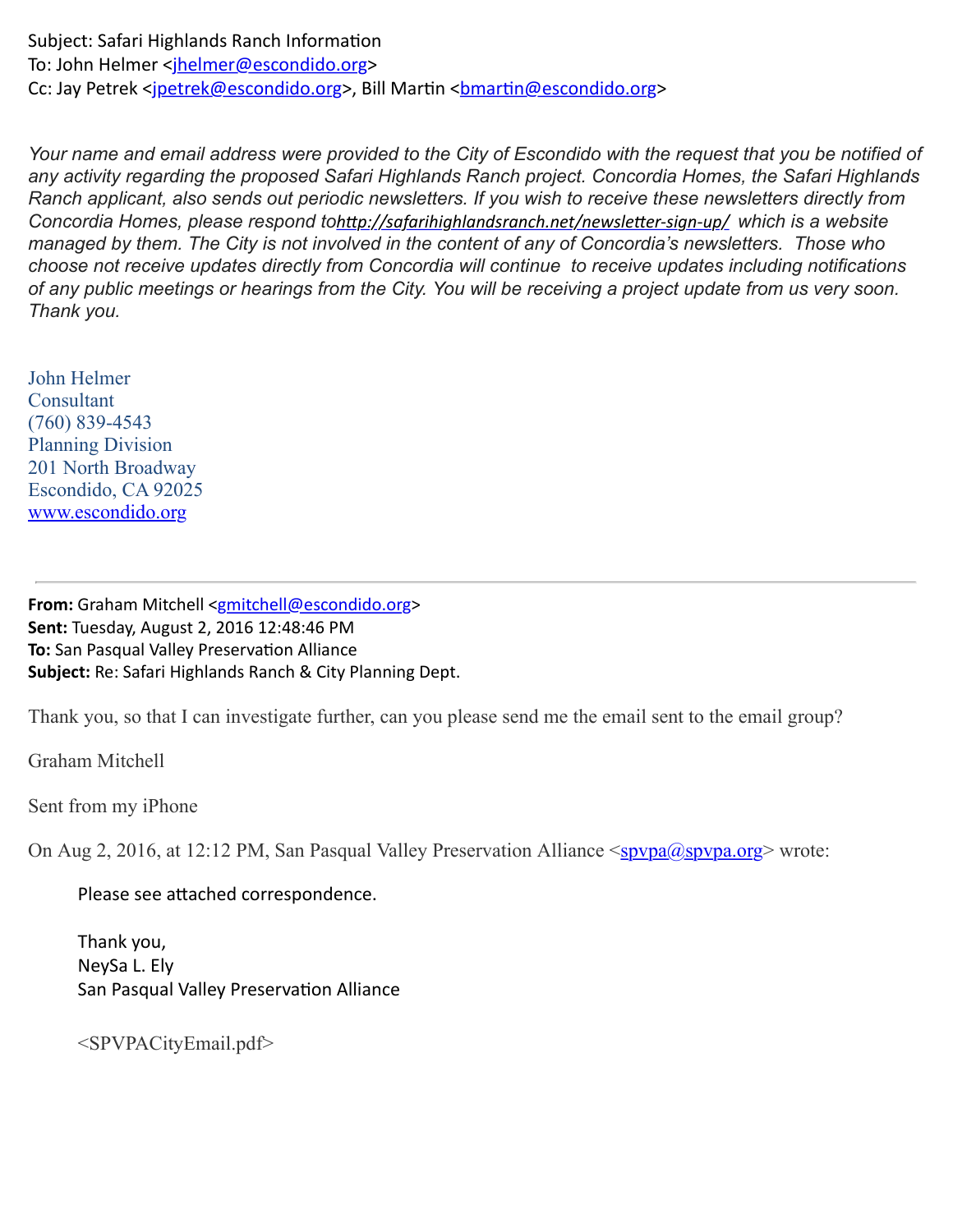Subject: Safari Highlands Ranch Information
To: John Helmer <jhelmer@escondido.org>
Cc: Jay Petrek <jpetrek@escondido.org>, Bill Martin <bmartin@escondido.org>

*Your name and email address were provided to the City of Escondido with the request that you be notified of any activity regarding the proposed Safari Highlands Ranch project. Concordia Homes, the Safari Highlands Ranch applicant, also sends out periodic newsletters. If you wish to receive these newsletters directly from Concordia Homes, please respond tohttp://safarihighlandsranch.net/newsletter-sign-up/ which is a website managed by them. The City is not involved in the content of any of Concordia's newsletters. Those who choose not receive updates directly from Concordia will continue to receive updates including notifications of any public meetings or hearings from the City. You will be receiving a project update from us very soon. Thank you.*

John Helmer
Consultant
(760) 839-4543
Planning Division
201 North Broadway
Escondido, CA 92025
www.escondido.org

---

**From:** Graham Mitchell <gmitchell@escondido.org>
**Sent:** Tuesday, August 2, 2016 12:48:46 PM
**To:** San Pasqual Valley Preservation Alliance
**Subject:** Re: Safari Highlands Ranch & City Planning Dept.

Thank you, so that I can investigate further, can you please send me the email sent to the email group?

Graham Mitchell

Sent from my iPhone

On Aug 2, 2016, at 12:12 PM, San Pasqual Valley Preservation Alliance <spvpa@spvpa.org> wrote:

> Please see attached correspondence.
>
> Thank you,
> NeySa L. Ely
> San Pasqual Valley Preservation Alliance
>
> <SPVPACityEmail.pdf>